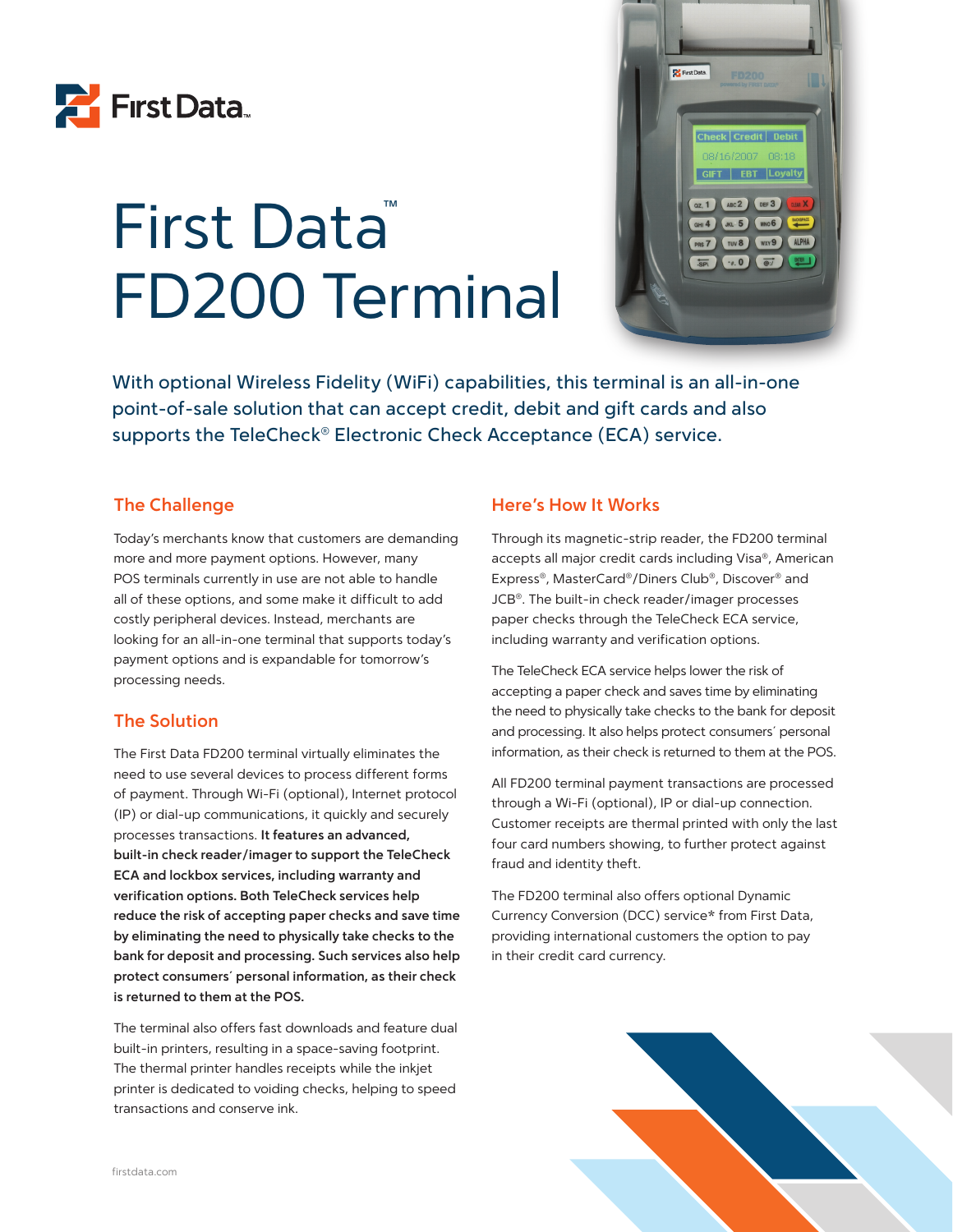# First Data™ FD200 Terminal

With optional Wireless Fidelity (WiFi) capabilities, this terminal is an all-in-one point-of-sale solution that can accept credit, debit and gift cards and also supports the TeleCheck® Electronic Check Acceptance (ECA) service.

## The Challenge

Today's merchants know that customers are demanding more and more payment options. However, many POS terminals currently in use are not able to handle all of these options, and some make it difficult to add costly peripheral devices. Instead, merchants are looking for an all-in-one terminal that supports today's payment options and is expandable for tomorrow's processing needs.

## The Solution

The First Data FD200 terminal virtually eliminates the need to use several devices to process different forms of payment. Through Wi-Fi (optional), Internet protocol (IP) or dial-up communications, it quickly and securely processes transactions. **It features an advanced, built-in check reader/imager to support the TeleCheck ECA and lockbox services, including warranty and verification options. Both TeleCheck services help reduce the risk of accepting paper checks and save time by eliminating the need to physically take checks to the bank for deposit and processing. Such services also help protect consumers' personal information, as their check is returned to them at the POS.**

The terminal also offers fast downloads and feature dual built-in printers, resulting in a space-saving footprint. The thermal printer handles receipts while the inkjet printer is dedicated to voiding checks, helping to speed transactions and conserve ink.

## Here's How It Works

Through its magnetic-strip reader, the FD200 terminal accepts all major credit cards including Visa®, American Express®, MasterCard®/Diners Club®, Discover® and JCB®. The built-in check reader/imager processes paper checks through the TeleCheck ECA service, including warranty and verification options.

The TeleCheck ECA service helps lower the risk of accepting a paper check and saves time by eliminating the need to physically take checks to the bank for deposit and processing. It also helps protect consumers' personal information, as their check is returned to them at the POS.

All FD200 terminal payment transactions are processed through a Wi-Fi (optional), IP or dial-up connection. Customer receipts are thermal printed with only the last four card numbers showing, to further protect against fraud and identity theft.

The FD200 terminal also offers optional Dynamic Currency Conversion (DCC) service* from First Data, providing international customers the option to pay in their credit card currency.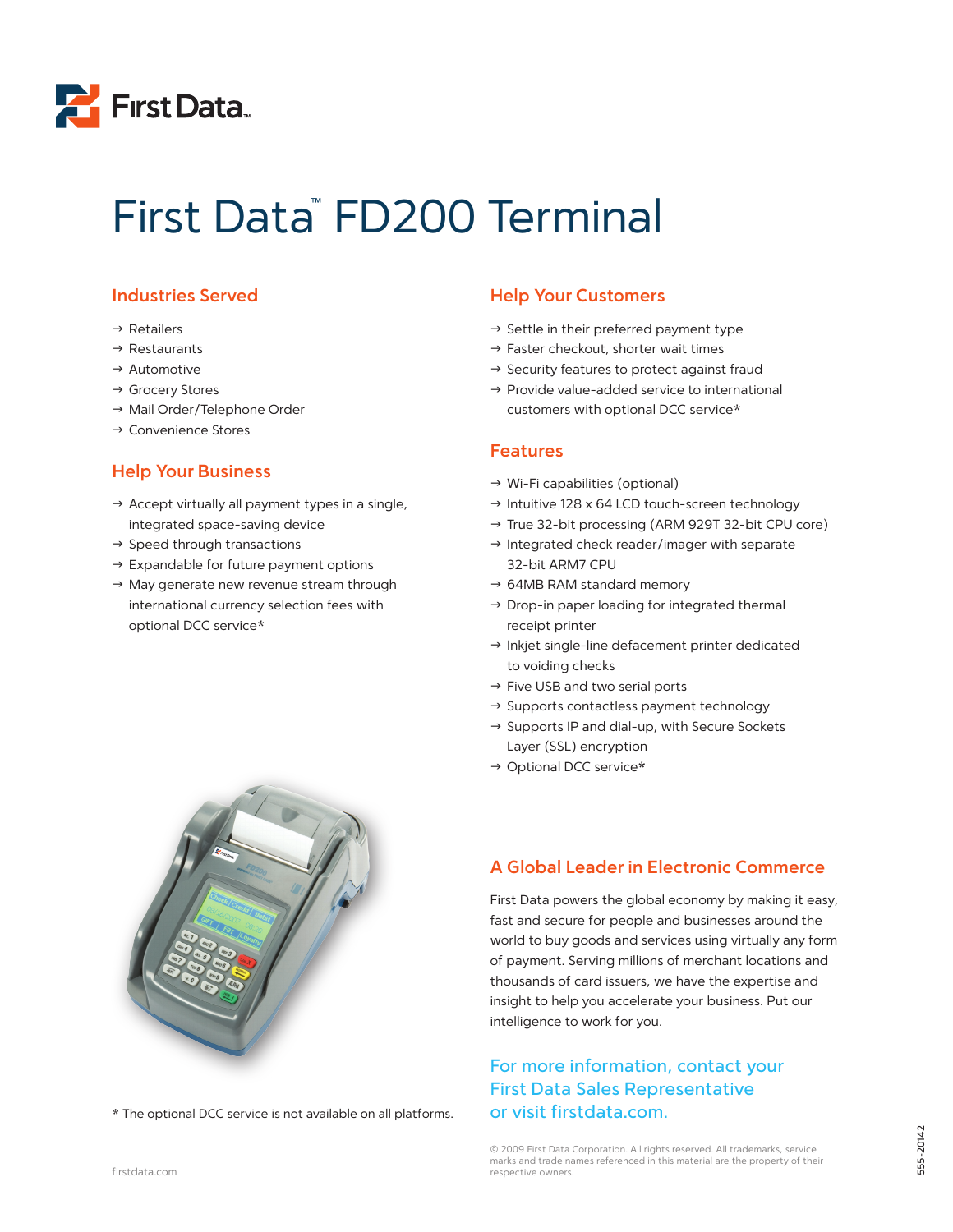First Data™

# First Data™ FD200 Terminal

## Industries Served

- → Retailers
- → Restaurants
- → Automotive
- → Grocery Stores
- → Mail Order/Telephone Order
- → Convenience Stores

## Help Your Business

- → Accept virtually all payment types in a single, integrated space-saving device
- → Speed through transactions
- → Expandable for future payment options
- → May generate new revenue stream through international currency selection fees with optional DCC service*

## Help Your Customers

- → Settle in their preferred payment type
- → Faster checkout, shorter wait times
- → Security features to protect against fraud
- → Provide value-added service to international customers with optional DCC service*

## Features

- → Wi-Fi capabilities (optional)
- → Intuitive 128 x 64 LCD touch-screen technology
- → True 32-bit processing (ARM 929T 32-bit CPU core)
- → Integrated check reader/imager with separate 32-bit ARM7 CPU
- → 64MB RAM standard memory
- → Drop-in paper loading for integrated thermal receipt printer
- → Inkjet single-line defacement printer dedicated to voiding checks
- → Five USB and two serial ports
- → Supports contactless payment technology
- → Supports IP and dial-up, with Secure Sockets Layer (SSL) encryption
- → Optional DCC service*

## A Global Leader in Electronic Commerce

First Data powers the global economy by making it easy, fast and secure for people and businesses around the world to buy goods and services using virtually any form of payment. Serving millions of merchant locations and thousands of card issuers, we have the expertise and insight to help you accelerate your business. Put our intelligence to work for you.

For more information, contact your First Data Sales Representative or visit firstdata.com.

* The optional DCC service is not available on all platforms.

firstdata.com

© 2009 First Data Corporation. All rights reserved. All trademarks, service marks and trade names referenced in this material are the property of their respective owners.

555-20142